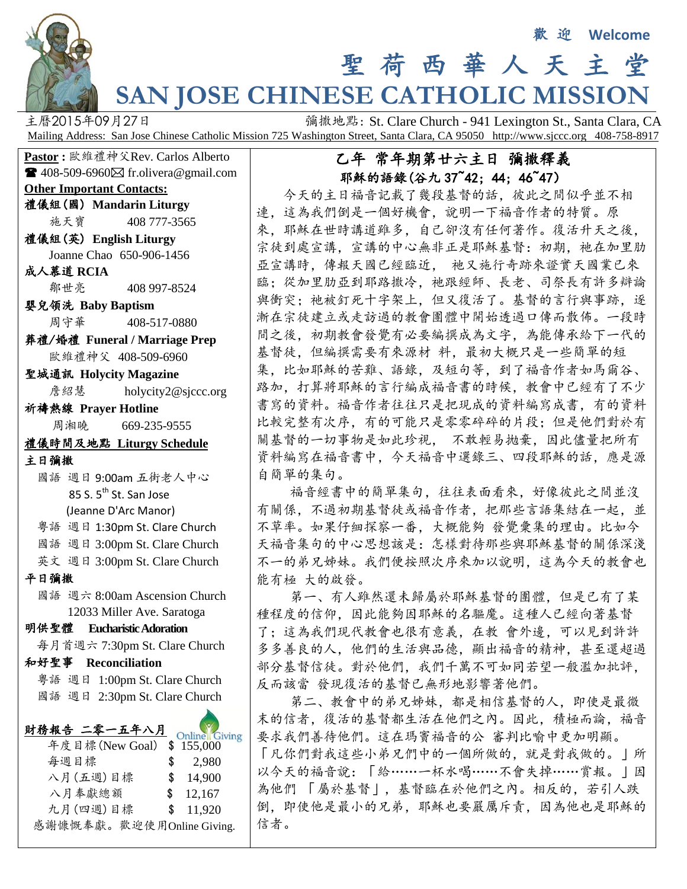歡迎 Welcome

# 聖荷西華人天主堂
# SAN JOSE CHINESE CATHOLIC MISSION

主曆2015年09月27日　　彌撒地點: St. Clare Church - 941 Lexington St., Santa Clara, CA

Mailing Address: San Jose Chinese Catholic Mission 725 Washington Street, Santa Clara, CA 95050 http://www.sjccc.org 408-758-8917

**Pastor :** 歐維禮神父Rev. Carlos Alberto
☎ 408-509-6960 ✉ fr.olivera@gmail.com

**Other Important Contacts:**

**禮儀組(國) Mandarin Liturgy**
施天寶　408 777-3565

**禮儀組(英) English Liturgy**
Joanne Chao 650-906-1456

**成人慕道 RCIA**
鄒世亮　408 997-8524

**嬰兒領洗 Baby Baptism**
周守華　408-517-0880

**葬禮/婚禮 Funeral / Marriage Prep**
歐維禮神父 408-509-6960

**聖城通訊 Holycity Magazine**
詹紹慧　holycity2@sjccc.org

**祈禱熱線 Prayer Hotline**
周湘曉　669-235-9555

**禮儀時間及地點 Liturgy Schedule**

**主日彌撒**
國語 週日 9:00am 五街老人中心
85 S. 5th St. San Jose
(Jeanne D'Arc Manor)
粵語 週日 1:30pm St. Clare Church
國語 週日 3:00pm St. Clare Church
英文 週日 3:00pm St. Clare Church

**平日彌撒**
國語 週六 8:00am Ascension Church
12033 Miller Ave. Saratoga

**明供聖體 Eucharistic Adoration**
每月首週六 7:30pm St. Clare Church

**和好聖事 Reconciliation**
粵語 週日 1:00pm St. Clare Church
國語 週日 2:30pm St. Clare Church

**財務報告 二零一五年八月**　Online Giving

| | |
|---|---|
| 年度目標(New Goal) | $ 155,000 |
| 每週目標 | $ 2,980 |
| 八月(五週)目標 | $ 14,900 |
| 八月奉獻總額 | $ 12,167 |
| 九月(四週)目標 | $ 11,920 |

感謝慷慨奉獻。歡迎使用Online Giving.

## 乙年 常年期第廿六主日 彌撒釋義
### 耶穌的語錄(谷九 37~42; 44; 46~47)

今天的主日福音記載了幾段基督的話，彼此之間似乎並不相連，這為我們倒是一個好機會，說明一下福音作者的特質。原來，耶穌在世時講道雖多，自己卻沒有任何著作。復活升天之後，宗徒到處宣講，宣講的中心無非正是耶穌基督：初期，祂在加里肋亞宣講時，傳報天國已經臨近， 祂又施行奇跡來證實天國業已來臨；從加里肋亞到耶路撒冷，祂跟經師、長老、司祭長有許多辯論與衝突；祂被釘死十字架上，但又復活了。基督的言行與事跡，逐漸在宗徒建立或走訪過的教會團體中開始透過口傳而散佈。一段時間之後，初期教會發覺有必要編撰成為文字，為能傳承給下一代的基督徒，但編撰需要有來源材 料，最初大概只是一些簡單的短集，比如耶穌的苦難、語錄，及短句等，到了福音作者如馬爾谷、路加，打算將耶穌的言行編成福音書的時候，教會中已經有了不少書寫的資料。福音作者往往只是把現成的資料編寫成書，有的資料比較完整有次序，有的可能只是零零碎碎的片段；但是他們對於有關基督的一切事物是如此珍視， 不敢輕易拋棄，因此儘量把所有資料編寫在福音書中，今天福音中選錄三、四段耶穌的話，應是源自簡單的集句。

福音經書中的簡單集句，往往表面看來，好像彼此之間並沒有關係，不過初期基督徒或福音作者，把那些言語集結在一起，並不草率。如果仔細探察一番，大概能夠 發覺彙集的理由。比如今天福音集句的中心思想該是：怎樣對待那些與耶穌基督的關係深淺不一的弟兄姊妹。我們便按照次序來加以說明，這為今天的教會也能有極 大的啟發。

第一、有人雖然還未歸屬於耶穌基督的團體，但是已有了某種程度的信仰，因此能夠因耶穌的名驅魔。這種人已經向著基督了；這為我們現代教會也很有意義，在教 會外邊，可以見到許許多多善良的人，他們的生活與品德，顯出福音的精神，甚至還超過部分基督信徒。對於他們，我們千萬不可如同若望一般濫加批評，反而該當 發現復活的基督已無形地影響著他們。

第二、教會中的弟兄姊妹，都是相信基督的人，即使是最微末的信者，復活的基督都生活在他們之內。因此，積極而論，福音要求我們善待他們。這在瑪竇福音的公 審判比喻中更加明顯。「凡你們對我這些小弟兄們中的一個所做的，就是對我做的。」所以今天的福音說：「給……一杯水喝……不會失掉……賞報。」因為他們 「屬於基督」，基督臨在於他們之內。相反的，若引人跌倒，即使他是最小的兄弟，耶穌也要嚴厲斥責，因為他也是耶穌的信者。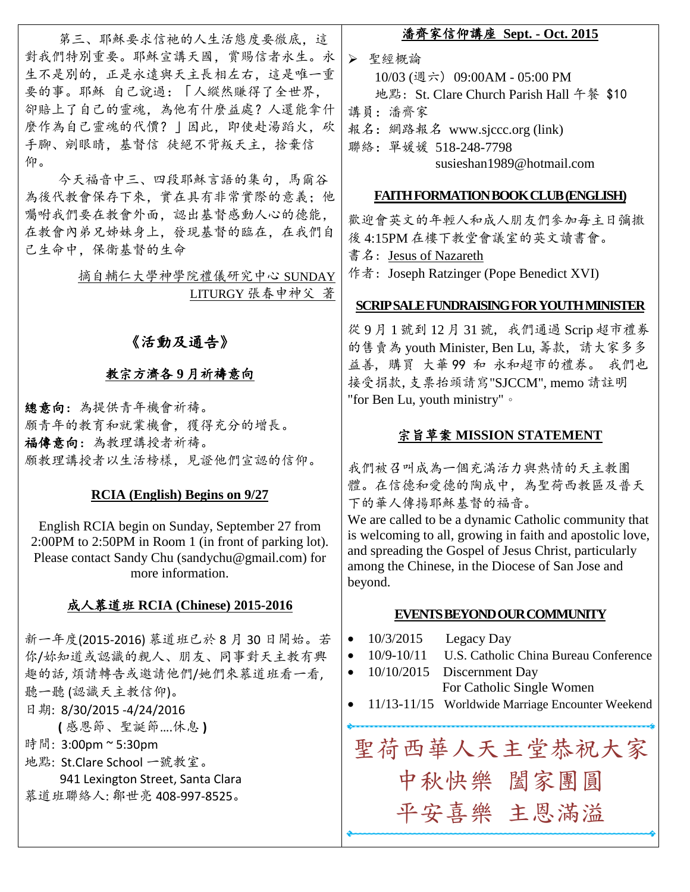第三、耶穌要求信祂的人生活態度要徹底，這對我們特別重要。耶穌宣講天國，賞賜信者永生。永生不是別的，正是永遠與天主長相左右，這是唯一重要的事。耶穌 自己說過：「人縱然賺得了全世界，卻賠上了自己的靈魂，為他有什麼益處？人還能拿什麼作為自己靈魂的代價？」因此，即使赴湯蹈火，砍手腳、剜眼睛，基督信 徒絕不背叛天主，捨棄信仰。

今天福音中三、四段耶穌言語的集句，馬爾谷為後代教會保存下來，實在具有非常實際的意義；他囑咐我們要在教會外面，認出基督感動人心的德能，在教會內弟兄姊妹身上，發現基督的臨在，在我們自己生命中，保衛基督的生命

摘自輔仁大學神學院禮儀研究中心 SUNDAY LITURGY 張春申神父 著

# 《活動及通告》

## 教宗方濟各 9 月祈禱意向

**總意向**：為提供青年機會祈禱。

願青年的教育和就業機會，獲得充分的增長。

**福傳意向**：為教理講授者祈禱。

願教理講授者以生活榜樣，見證他們宣認的信仰。

## RCIA (English) Begins on 9/27

English RCIA begin on Sunday, September 27 from 2:00PM to 2:50PM in Room 1 (in front of parking lot). Please contact Sandy Chu (sandychu@gmail.com) for more information.

## 成人慕道班 RCIA (Chinese) 2015-2016

新一年度(2015-2016) 慕道班已於 8 月 30 日開始。若你/妳知道或認識的親人、朋友、同事對天主教有興趣的話，煩請轉告或邀請他們/她們來慕道班看一看，聽一聽 (認識天主教信仰)。

日期: 8/30/2015 -4/24/2016

(感恩節、聖誕節….休息)

時間: 3:00pm ~ 5:30pm

地點: St.Clare School 一號教室。

941 Lexington Street, Santa Clara

慕道班聯絡人: 鄒世亮 408-997-8525。

## 潘齊家信仰講座 Sept. - Oct. 2015

- 聖經概論

10/03 (週六) 09:00AM - 05:00 PM

地點：St. Clare Church Parish Hall 午餐 $10

講員：潘齊家

報名：網路報名 www.sjccc.org (link)

聯絡：單媛媛 518-248-7798

susieshan1989@hotmail.com

## FAITH FORMATION BOOK CLUB (ENGLISH)

歡迎會英文的年輕人和成人朋友們參加每主日彌撒後 4:15PM 在樓下教堂會議室的英文讀書會。

書名：Jesus of Nazareth

作者：Joseph Ratzinger (Pope Benedict XVI)

## SCRIP SALE FUNDRAISING FOR YOUTH MINISTER

從 9 月 1 號到 12 月 31 號，我們通過 Scrip 超市禮券的售賣為 youth Minister, Ben Lu, 籌款，請大家多多益善，購買 大華 99 和 永和超市的禮券。 我們也接受捐款, 支票抬頭請寫"SJCCM", memo 請註明 "for Ben Lu, youth ministry"。

## 宗旨草案 MISSION STATEMENT

我們被召叫成為一個充滿活力與熱情的天主教團體。在信德和愛德的陶成中，為聖荷西教區及普天下的華人傳揚耶穌基督的福音。

We are called to be a dynamic Catholic community that is welcoming to all, growing in faith and apostolic love, and spreading the Gospel of Jesus Christ, particularly among the Chinese, in the Diocese of San Jose and beyond.

## EVENTS BEYOND OUR COMMUNITY

- 10/3/2015 Legacy Day
- 10/9-10/11 U.S. Catholic China Bureau Conference
- 10/10/2015 Discernment Day For Catholic Single Women
- 11/13-11/15 Worldwide Marriage Encounter Weekend

聖荷西華人天主堂恭祝大家

中秋快樂 闔家團圓

平安喜樂 主恩滿溢